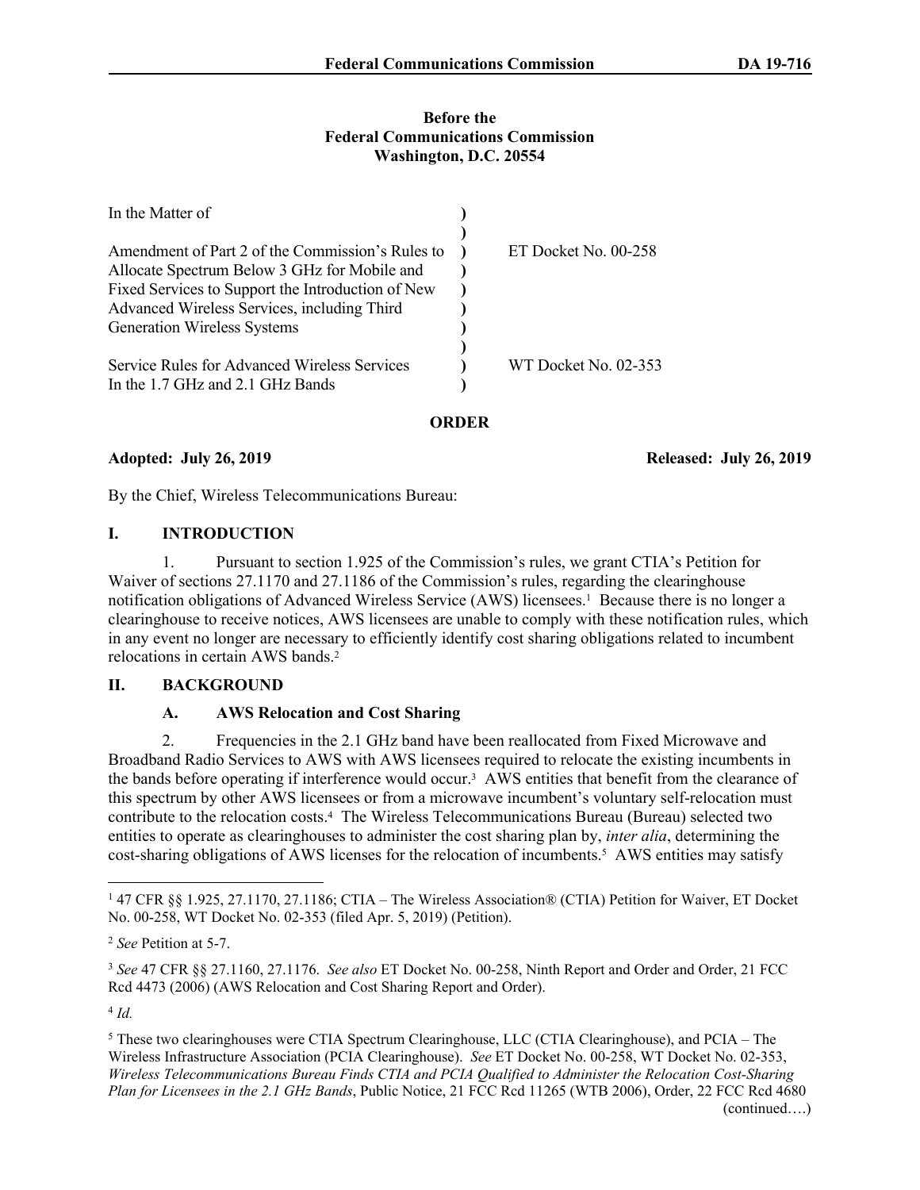**Before the**
**Federal Communications Commission**
**Washington, D.C. 20554**

| | | |
|---|---|---|
| In the Matter of | ) | |
| | ) | |
| Amendment of Part 2 of the Commission's Rules to Allocate Spectrum Below 3 GHz for Mobile and Fixed Services to Support the Introduction of New Advanced Wireless Services, including Third Generation Wireless Systems | ) | ET Docket No. 00-258 |
| | ) | |
| Service Rules for Advanced Wireless Services In the 1.7 GHz and 2.1 GHz Bands | ) | WT Docket No. 02-353 |

**ORDER**

**Adopted: July 26, 2019** **Released: July 26, 2019**

By the Chief, Wireless Telecommunications Bureau:

## I. INTRODUCTION

1. Pursuant to section 1.925 of the Commission's rules, we grant CTIA's Petition for Waiver of sections 27.1170 and 27.1186 of the Commission's rules, regarding the clearinghouse notification obligations of Advanced Wireless Service (AWS) licensees.[1] Because there is no longer a clearinghouse to receive notices, AWS licensees are unable to comply with these notification rules, which in any event no longer are necessary to efficiently identify cost sharing obligations related to incumbent relocations in certain AWS bands.[2]

## II. BACKGROUND

### A. AWS Relocation and Cost Sharing

2. Frequencies in the 2.1 GHz band have been reallocated from Fixed Microwave and Broadband Radio Services to AWS with AWS licensees required to relocate the existing incumbents in the bands before operating if interference would occur.[3] AWS entities that benefit from the clearance of this spectrum by other AWS licensees or from a microwave incumbent's voluntary self-relocation must contribute to the relocation costs.[4] The Wireless Telecommunications Bureau (Bureau) selected two entities to operate as clearinghouses to administer the cost sharing plan by, *inter alia*, determining the cost-sharing obligations of AWS licenses for the relocation of incumbents.[5] AWS entities may satisfy

---

[1] 47 CFR §§ 1.925, 27.1170, 27.1186; CTIA – The Wireless Association® (CTIA) Petition for Waiver, ET Docket No. 00-258, WT Docket No. 02-353 (filed Apr. 5, 2019) (Petition).

[2] *See* Petition at 5-7.

[3] *See* 47 CFR §§ 27.1160, 27.1176. *See also* ET Docket No. 00-258, Ninth Report and Order and Order, 21 FCC Rcd 4473 (2006) (AWS Relocation and Cost Sharing Report and Order).

[4] *Id.*

[5] These two clearinghouses were CTIA Spectrum Clearinghouse, LLC (CTIA Clearinghouse), and PCIA – The Wireless Infrastructure Association (PCIA Clearinghouse). *See* ET Docket No. 00-258, WT Docket No. 02-353, *Wireless Telecommunications Bureau Finds CTIA and PCIA Qualified to Administer the Relocation Cost-Sharing Plan for Licensees in the 2.1 GHz Bands*, Public Notice, 21 FCC Rcd 11265 (WTB 2006), Order, 22 FCC Rcd 4680 (continued….)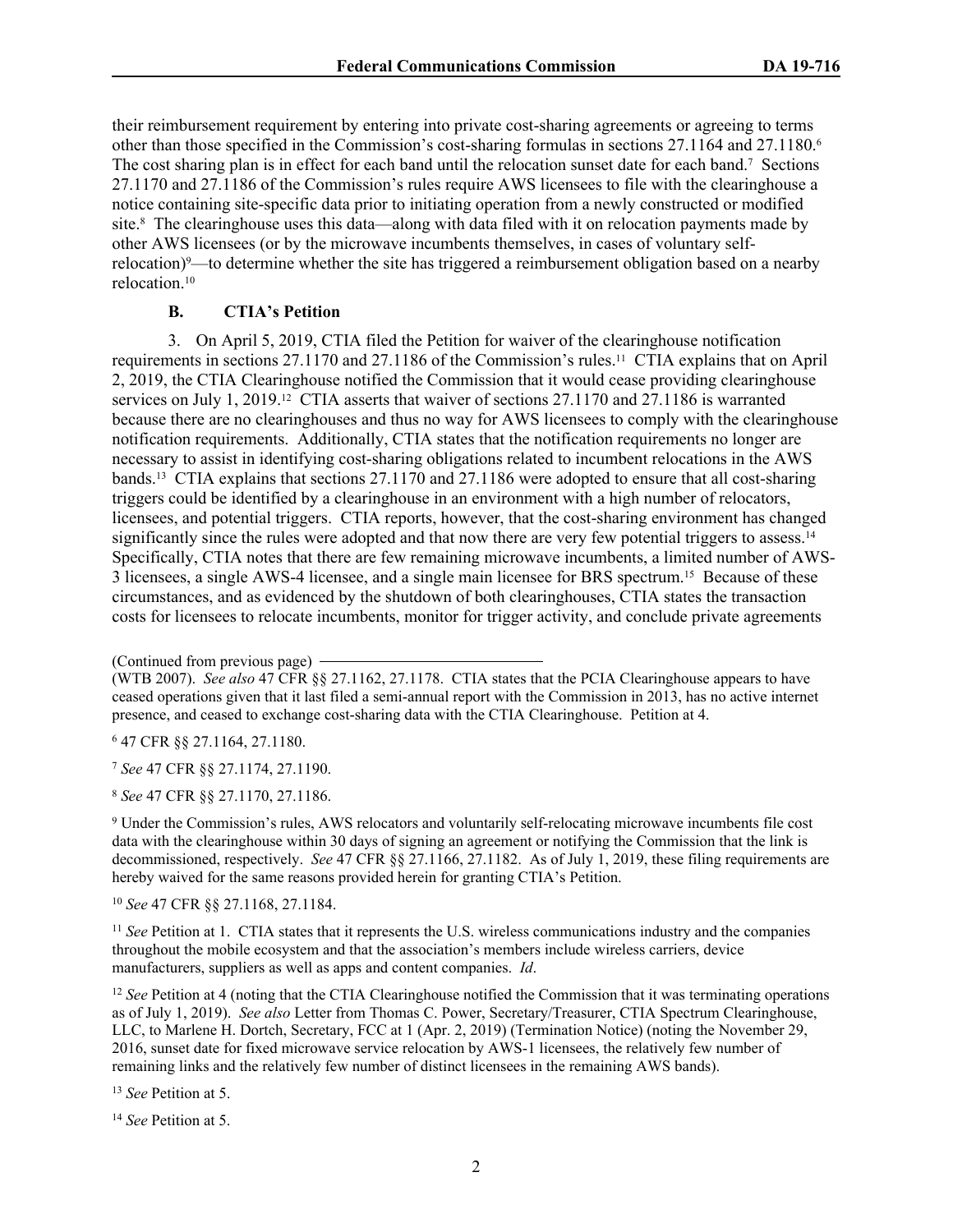their reimbursement requirement by entering into private cost-sharing agreements or agreeing to terms other than those specified in the Commission's cost-sharing formulas in sections 27.1164 and 27.1180.[6] The cost sharing plan is in effect for each band until the relocation sunset date for each band.[7] Sections 27.1170 and 27.1186 of the Commission's rules require AWS licensees to file with the clearinghouse a notice containing site-specific data prior to initiating operation from a newly constructed or modified site.[8] The clearinghouse uses this data—along with data filed with it on relocation payments made by other AWS licensees (or by the microwave incumbents themselves, in cases of voluntary self-relocation)[9]—to determine whether the site has triggered a reimbursement obligation based on a nearby relocation.[10]

### B. CTIA's Petition

3. On April 5, 2019, CTIA filed the Petition for waiver of the clearinghouse notification requirements in sections 27.1170 and 27.1186 of the Commission's rules.[11] CTIA explains that on April 2, 2019, the CTIA Clearinghouse notified the Commission that it would cease providing clearinghouse services on July 1, 2019.[12] CTIA asserts that waiver of sections 27.1170 and 27.1186 is warranted because there are no clearinghouses and thus no way for AWS licensees to comply with the clearinghouse notification requirements. Additionally, CTIA states that the notification requirements no longer are necessary to assist in identifying cost-sharing obligations related to incumbent relocations in the AWS bands.[13] CTIA explains that sections 27.1170 and 27.1186 were adopted to ensure that all cost-sharing triggers could be identified by a clearinghouse in an environment with a high number of relocators, licensees, and potential triggers. CTIA reports, however, that the cost-sharing environment has changed significantly since the rules were adopted and that now there are very few potential triggers to assess.[14] Specifically, CTIA notes that there are few remaining microwave incumbents, a limited number of AWS-3 licensees, a single AWS-4 licensee, and a single main licensee for BRS spectrum.[15] Because of these circumstances, and as evidenced by the shutdown of both clearinghouses, CTIA states the transaction costs for licensees to relocate incumbents, monitor for trigger activity, and conclude private agreements

(Continued from previous page)

(WTB 2007). *See also* 47 CFR §§ 27.1162, 27.1178. CTIA states that the PCIA Clearinghouse appears to have ceased operations given that it last filed a semi-annual report with the Commission in 2013, has no active internet presence, and ceased to exchange cost-sharing data with the CTIA Clearinghouse. Petition at 4.

[6] 47 CFR §§ 27.1164, 27.1180.

[7] *See* 47 CFR §§ 27.1174, 27.1190.

[8] *See* 47 CFR §§ 27.1170, 27.1186.

[9] Under the Commission's rules, AWS relocators and voluntarily self-relocating microwave incumbents file cost data with the clearinghouse within 30 days of signing an agreement or notifying the Commission that the link is decommissioned, respectively. *See* 47 CFR §§ 27.1166, 27.1182. As of July 1, 2019, these filing requirements are hereby waived for the same reasons provided herein for granting CTIA's Petition.

[10] *See* 47 CFR §§ 27.1168, 27.1184.

[11] *See* Petition at 1. CTIA states that it represents the U.S. wireless communications industry and the companies throughout the mobile ecosystem and that the association's members include wireless carriers, device manufacturers, suppliers as well as apps and content companies. *Id*.

[12] *See* Petition at 4 (noting that the CTIA Clearinghouse notified the Commission that it was terminating operations as of July 1, 2019). *See also* Letter from Thomas C. Power, Secretary/Treasurer, CTIA Spectrum Clearinghouse, LLC, to Marlene H. Dortch, Secretary, FCC at 1 (Apr. 2, 2019) (Termination Notice) (noting the November 29, 2016, sunset date for fixed microwave service relocation by AWS-1 licensees, the relatively few number of remaining links and the relatively few number of distinct licensees in the remaining AWS bands).

[13] *See* Petition at 5.

[14] *See* Petition at 5.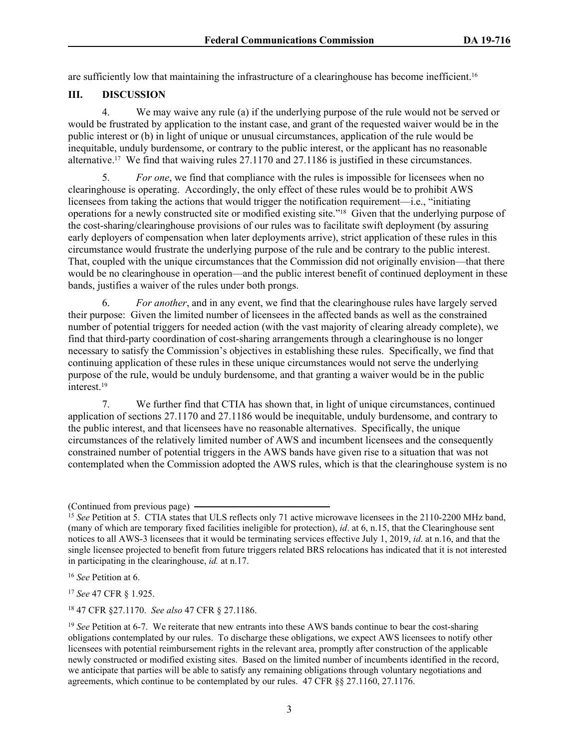are sufficiently low that maintaining the infrastructure of a clearinghouse has become inefficient.[16]

## III. DISCUSSION

4. We may waive any rule (a) if the underlying purpose of the rule would not be served or would be frustrated by application to the instant case, and grant of the requested waiver would be in the public interest or (b) in light of unique or unusual circumstances, application of the rule would be inequitable, unduly burdensome, or contrary to the public interest, or the applicant has no reasonable alternative.[17] We find that waiving rules 27.1170 and 27.1186 is justified in these circumstances.

5. *For one*, we find that compliance with the rules is impossible for licensees when no clearinghouse is operating. Accordingly, the only effect of these rules would be to prohibit AWS licensees from taking the actions that would trigger the notification requirement—i.e., "initiating operations for a newly constructed site or modified existing site."[18] Given that the underlying purpose of the cost-sharing/clearinghouse provisions of our rules was to facilitate swift deployment (by assuring early deployers of compensation when later deployments arrive), strict application of these rules in this circumstance would frustrate the underlying purpose of the rule and be contrary to the public interest. That, coupled with the unique circumstances that the Commission did not originally envision—that there would be no clearinghouse in operation—and the public interest benefit of continued deployment in these bands, justifies a waiver of the rules under both prongs.

6. *For another*, and in any event, we find that the clearinghouse rules have largely served their purpose: Given the limited number of licensees in the affected bands as well as the constrained number of potential triggers for needed action (with the vast majority of clearing already complete), we find that third-party coordination of cost-sharing arrangements through a clearinghouse is no longer necessary to satisfy the Commission's objectives in establishing these rules. Specifically, we find that continuing application of these rules in these unique circumstances would not serve the underlying purpose of the rule, would be unduly burdensome, and that granting a waiver would be in the public interest.[19]

7. We further find that CTIA has shown that, in light of unique circumstances, continued application of sections 27.1170 and 27.1186 would be inequitable, unduly burdensome, and contrary to the public interest, and that licensees have no reasonable alternatives. Specifically, the unique circumstances of the relatively limited number of AWS and incumbent licensees and the consequently constrained number of potential triggers in the AWS bands have given rise to a situation that was not contemplated when the Commission adopted the AWS rules, which is that the clearinghouse system is no

(Continued from previous page)

[15] *See* Petition at 5. CTIA states that ULS reflects only 71 active microwave licensees in the 2110-2200 MHz band, (many of which are temporary fixed facilities ineligible for protection), *id*. at 6, n.15, that the Clearinghouse sent notices to all AWS-3 licensees that it would be terminating services effective July 1, 2019, *id*. at n.16, and that the single licensee projected to benefit from future triggers related BRS relocations has indicated that it is not interested in participating in the clearinghouse, *id.* at n.17.

[16] *See* Petition at 6.

[17] *See* 47 CFR § 1.925.

[18] 47 CFR §27.1170. *See also* 47 CFR § 27.1186.

[19] *See* Petition at 6-7. We reiterate that new entrants into these AWS bands continue to bear the cost-sharing obligations contemplated by our rules. To discharge these obligations, we expect AWS licensees to notify other licensees with potential reimbursement rights in the relevant area, promptly after construction of the applicable newly constructed or modified existing sites. Based on the limited number of incumbents identified in the record, we anticipate that parties will be able to satisfy any remaining obligations through voluntary negotiations and agreements, which continue to be contemplated by our rules. 47 CFR §§ 27.1160, 27.1176.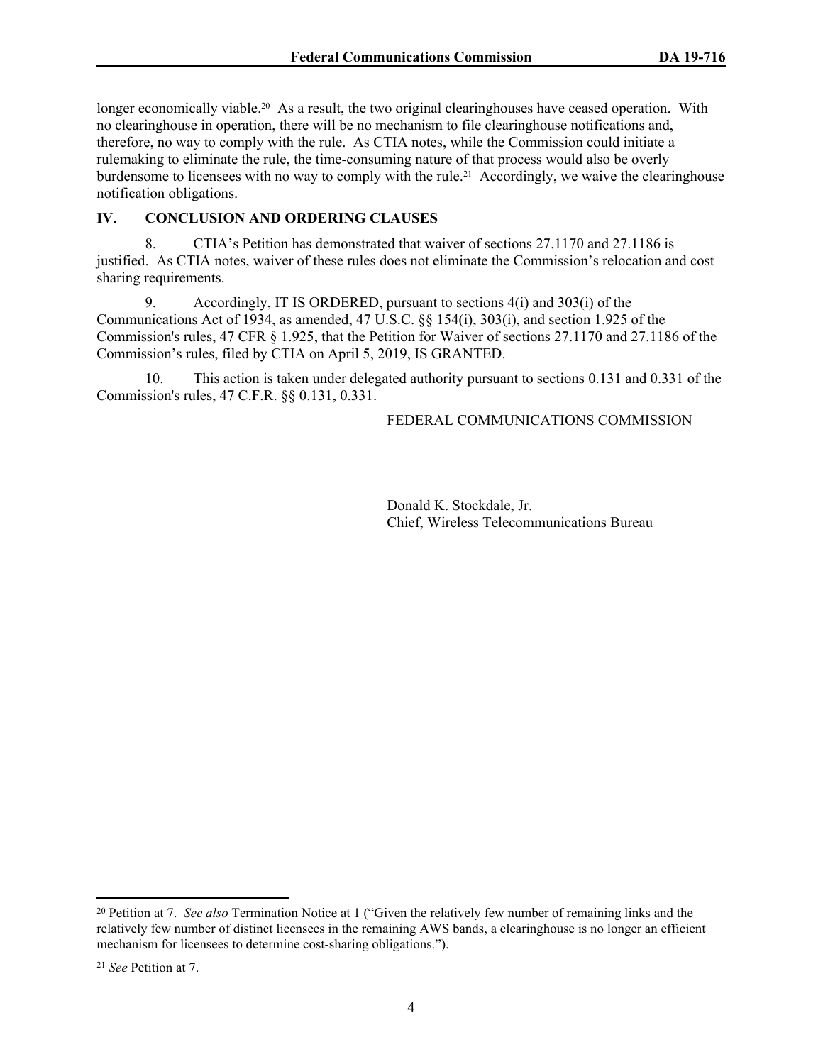longer economically viable.[20] As a result, the two original clearinghouses have ceased operation. With no clearinghouse in operation, there will be no mechanism to file clearinghouse notifications and, therefore, no way to comply with the rule. As CTIA notes, while the Commission could initiate a rulemaking to eliminate the rule, the time-consuming nature of that process would also be overly burdensome to licensees with no way to comply with the rule.[21] Accordingly, we waive the clearinghouse notification obligations.

## IV. CONCLUSION AND ORDERING CLAUSES

8. CTIA's Petition has demonstrated that waiver of sections 27.1170 and 27.1186 is justified. As CTIA notes, waiver of these rules does not eliminate the Commission's relocation and cost sharing requirements.

9. Accordingly, IT IS ORDERED, pursuant to sections 4(i) and 303(i) of the Communications Act of 1934, as amended, 47 U.S.C. §§ 154(i), 303(i), and section 1.925 of the Commission's rules, 47 CFR § 1.925, that the Petition for Waiver of sections 27.1170 and 27.1186 of the Commission's rules, filed by CTIA on April 5, 2019, IS GRANTED.

10. This action is taken under delegated authority pursuant to sections 0.131 and 0.331 of the Commission's rules, 47 C.F.R. §§ 0.131, 0.331.

FEDERAL COMMUNICATIONS COMMISSION

Donald K. Stockdale, Jr.
Chief, Wireless Telecommunications Bureau

---

[20] Petition at 7. *See also* Termination Notice at 1 ("Given the relatively few number of remaining links and the relatively few number of distinct licensees in the remaining AWS bands, a clearinghouse is no longer an efficient mechanism for licensees to determine cost-sharing obligations.").

[21] *See* Petition at 7.